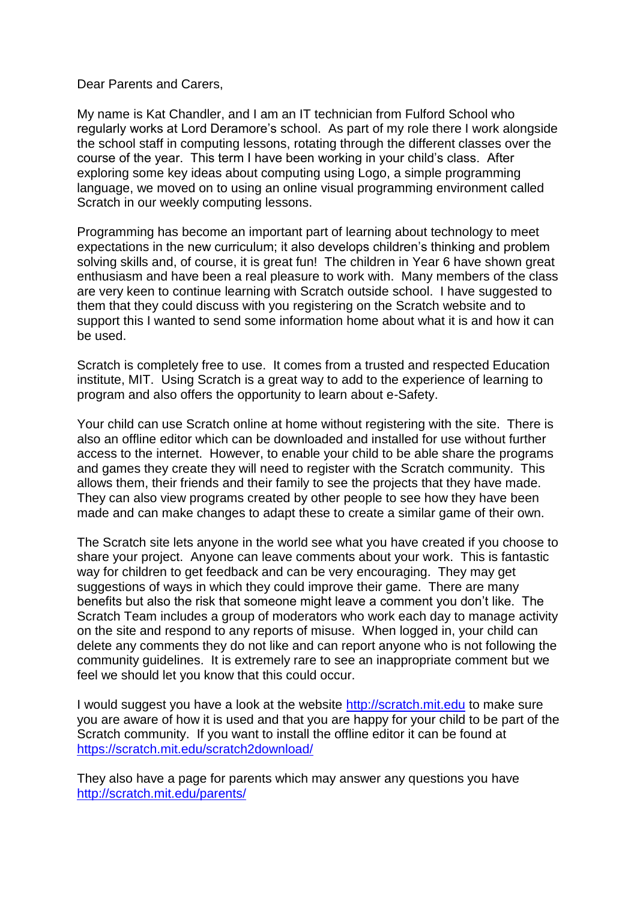Dear Parents and Carers,

My name is Kat Chandler, and I am an IT technician from Fulford School who regularly works at Lord Deramore's school. As part of my role there I work alongside the school staff in computing lessons, rotating through the different classes over the course of the year. This term I have been working in your child's class. After exploring some key ideas about computing using Logo, a simple programming language, we moved on to using an online visual programming environment called Scratch in our weekly computing lessons.

Programming has become an important part of learning about technology to meet expectations in the new curriculum; it also develops children's thinking and problem solving skills and, of course, it is great fun! The children in Year 6 have shown great enthusiasm and have been a real pleasure to work with. Many members of the class are very keen to continue learning with Scratch outside school. I have suggested to them that they could discuss with you registering on the Scratch website and to support this I wanted to send some information home about what it is and how it can be used.

Scratch is completely free to use. It comes from a trusted and respected Education institute, MIT. Using Scratch is a great way to add to the experience of learning to program and also offers the opportunity to learn about e-Safety.

Your child can use Scratch online at home without registering with the site. There is also an offline editor which can be downloaded and installed for use without further access to the internet. However, to enable your child to be able share the programs and games they create they will need to register with the Scratch community. This allows them, their friends and their family to see the projects that they have made. They can also view programs created by other people to see how they have been made and can make changes to adapt these to create a similar game of their own.

The Scratch site lets anyone in the world see what you have created if you choose to share your project. Anyone can leave comments about your work. This is fantastic way for children to get feedback and can be very encouraging. They may get suggestions of ways in which they could improve their game. There are many benefits but also the risk that someone might leave a comment you don't like. The Scratch Team includes a group of moderators who work each day to manage activity on the site and respond to any reports of misuse. When logged in, your child can delete any comments they do not like and can report anyone who is not following the community guidelines. It is extremely rare to see an inappropriate comment but we feel we should let you know that this could occur.

I would suggest you have a look at the website [http://scratch.mit.edu](http://scratch.mit.edu) to make sure you are aware of how it is used and that you are happy for your child to be part of the Scratch community. If you want to install the offline editor it can be found at [https://scratch.mit.edu/scratch2download/](https://scratch.mit.edu/scratch2download/)

They also have a page for parents which may answer any questions you have [http://scratch.mit.edu/parents/](http://scratch.mit.edu/parents/)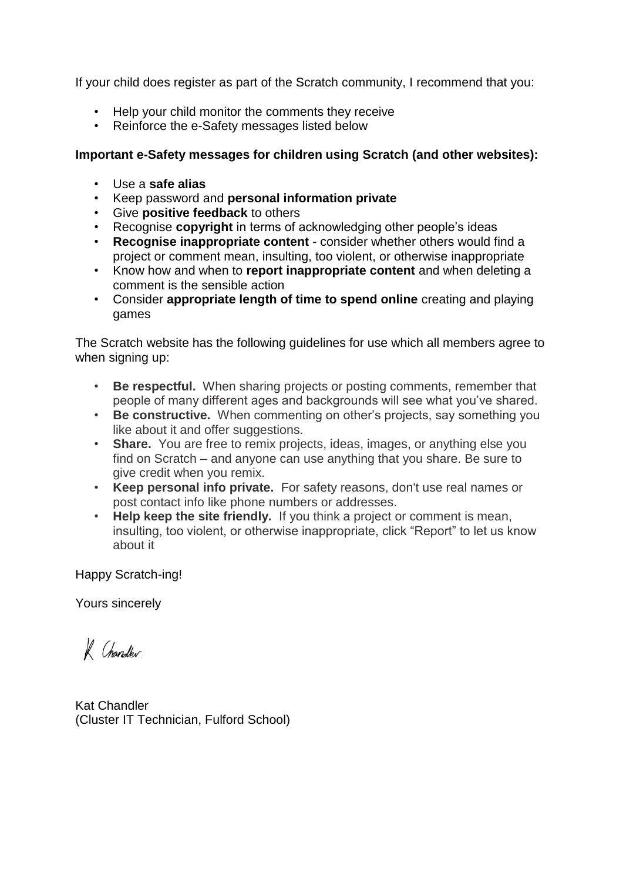If your child does register as part of the Scratch community, I recommend that you:

- Help your child monitor the comments they receive
- Reinforce the e-Safety messages listed below

**Important e-Safety messages for children using Scratch (and other websites):**

- Use a **safe alias**
- Keep password and **personal information private**
- Give **positive feedback** to others
- Recognise **copyright** in terms of acknowledging other people's ideas
- **Recognise inappropriate content** - consider whether others would find a project or comment mean, insulting, too violent, or otherwise inappropriate
- Know how and when to **report inappropriate content** and when deleting a comment is the sensible action
- Consider **appropriate length of time to spend online** creating and playing games

The Scratch website has the following guidelines for use which all members agree to when signing up:

- **Be respectful.** When sharing projects or posting comments, remember that people of many different ages and backgrounds will see what you've shared.
- **Be constructive.** When commenting on other's projects, say something you like about it and offer suggestions.
- **Share.** You are free to remix projects, ideas, images, or anything else you find on Scratch – and anyone can use anything that you share. Be sure to give credit when you remix.
- **Keep personal info private.** For safety reasons, don't use real names or post contact info like phone numbers or addresses.
- **Help keep the site friendly.** If you think a project or comment is mean, insulting, too violent, or otherwise inappropriate, click "Report" to let us know about it

Happy Scratch-ing!

Yours sincerely

K Chandler

Kat Chandler
(Cluster IT Technician, Fulford School)